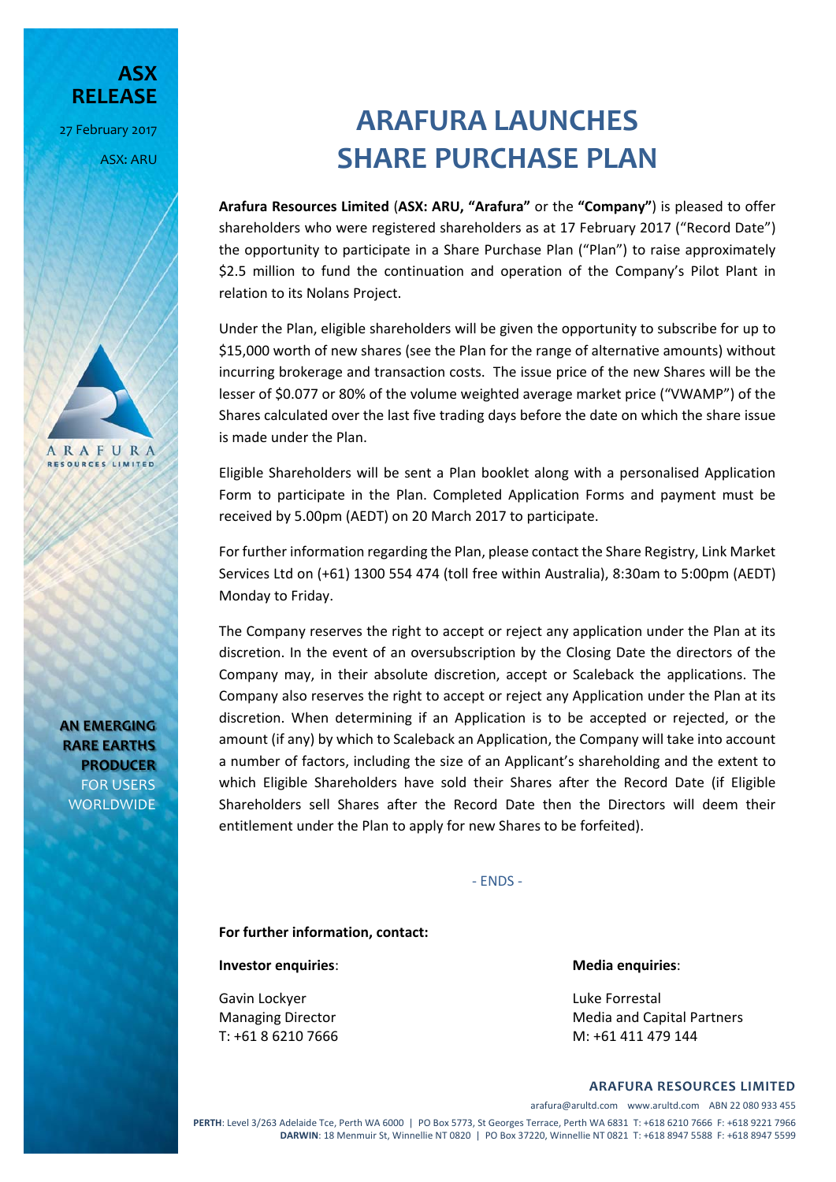ASX RELEASE

27 February 2017

ASX: ARU

# ARAFURA LAUNCHES SHARE PURCHASE PLAN

**Arafura Resources Limited** (**ASX: ARU, "Arafura"** or the **"Company"**) is pleased to offer shareholders who were registered shareholders as at 17 February 2017 ("Record Date") the opportunity to participate in a Share Purchase Plan ("Plan") to raise approximately $2.5 million to fund the continuation and operation of the Company's Pilot Plant in relation to its Nolans Project.

Under the Plan, eligible shareholders will be given the opportunity to subscribe for up to $15,000 worth of new shares (see the Plan for the range of alternative amounts) without incurring brokerage and transaction costs. The issue price of the new Shares will be the lesser of $0.077 or 80% of the volume weighted average market price ("VWAMP") of the Shares calculated over the last five trading days before the date on which the share issue is made under the Plan.

Eligible Shareholders will be sent a Plan booklet along with a personalised Application Form to participate in the Plan. Completed Application Forms and payment must be received by 5.00pm (AEDT) on 20 March 2017 to participate.

For further information regarding the Plan, please contact the Share Registry, Link Market Services Ltd on (+61) 1300 554 474 (toll free within Australia), 8:30am to 5:00pm (AEDT) Monday to Friday.

The Company reserves the right to accept or reject any application under the Plan at its discretion. In the event of an oversubscription by the Closing Date the directors of the Company may, in their absolute discretion, accept or Scaleback the applications. The Company also reserves the right to accept or reject any Application under the Plan at its discretion. When determining if an Application is to be accepted or rejected, or the amount (if any) by which to Scaleback an Application, the Company will take into account a number of factors, including the size of an Applicant's shareholding and the extent to which Eligible Shareholders have sold their Shares after the Record Date (if Eligible Shareholders sell Shares after the Record Date then the Directors will deem their entitlement under the Plan to apply for new Shares to be forfeited).

- ENDS -

**For further information, contact:**

**Investor enquiries**:

Gavin Lockyer
Managing Director
T: +61 8 6210 7666

**Media enquiries**:

Luke Forrestal
Media and Capital Partners
M: +61 411 479 144

AN EMERGING RARE EARTHS PRODUCER FOR USERS WORLDWIDE

**ARAFURA RESOURCES LIMITED**

arafura@arultd.com www.arultd.com ABN 22 080 933 455

**PERTH**: Level 3/263 Adelaide Tce, Perth WA 6000 | PO Box 5773, St Georges Terrace, Perth WA 6831 T: +618 6210 7666 F: +618 9221 7966
**DARWIN**: 18 Menmuir St, Winnellie NT 0820 | PO Box 37220, Winnellie NT 0821 T: +618 8947 5588 F: +618 8947 5599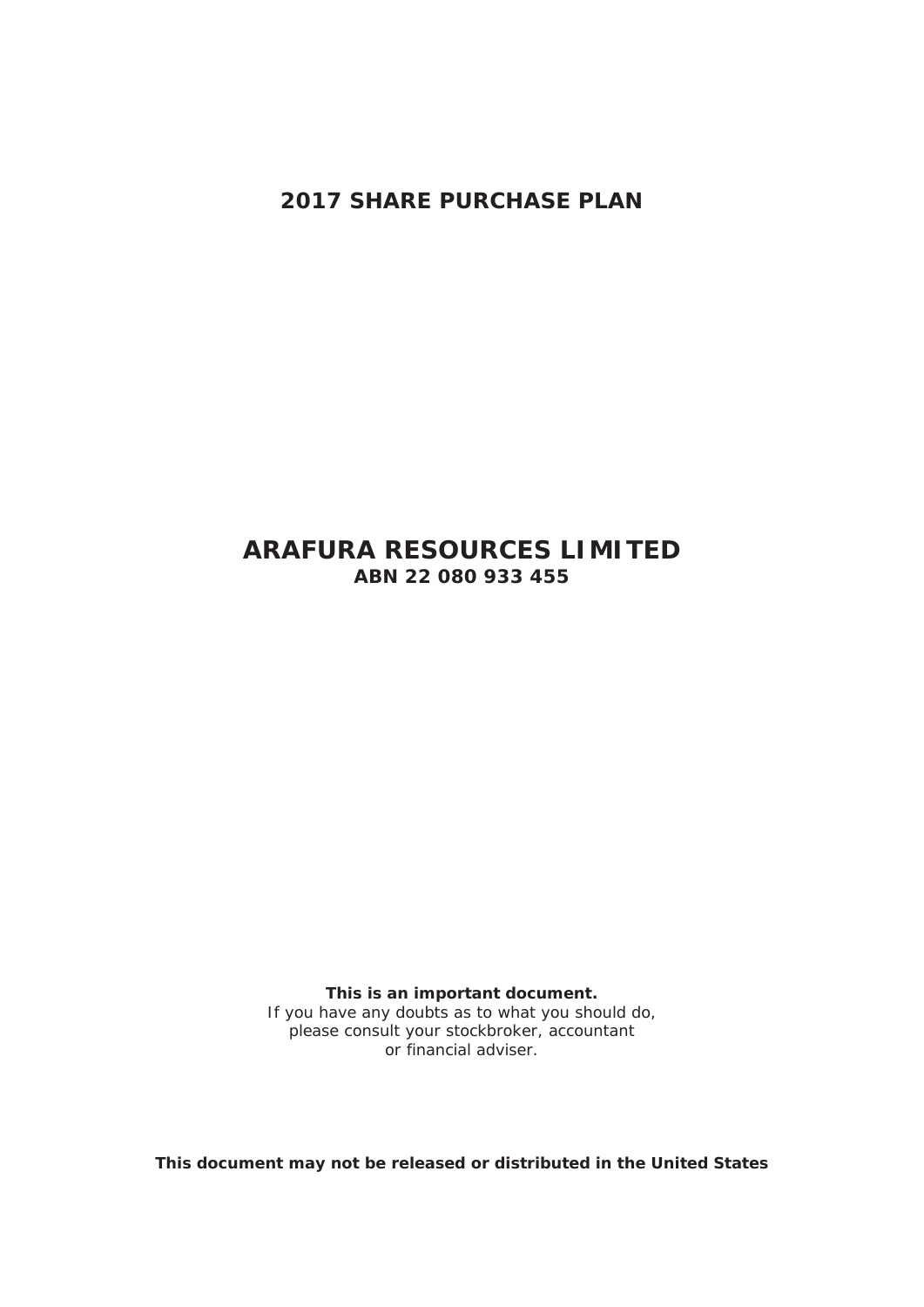# 2017 SHARE PURCHASE PLAN

# ARAFURA RESOURCES LIMITED

**ABN 22 080 933 455**

**This is an important document.**
If you have any doubts as to what you should do, please consult your stockbroker, accountant or financial adviser.

**This document may not be released or distributed in the United States**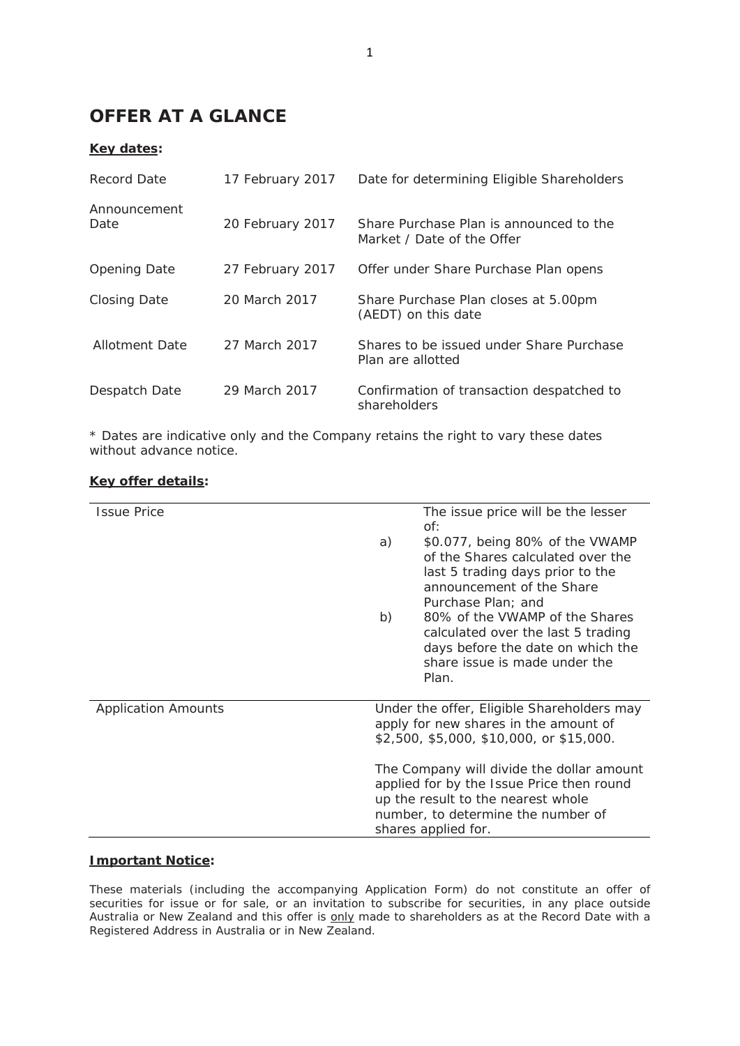# OFFER AT A GLANCE

**Key dates:**

| | | |
|---|---|---|
| Record Date | 17 February 2017 | Date for determining Eligible Shareholders |
| Announcement Date | 20 February 2017 | Share Purchase Plan is announced to the Market / Date of the Offer |
| Opening Date | 27 February 2017 | Offer under Share Purchase Plan opens |
| Closing Date | 20 March 2017 | Share Purchase Plan closes at 5.00pm (AEDT) on this date |
| Allotment Date | 27 March 2017 | Shares to be issued under Share Purchase Plan are allotted |
| Despatch Date | 29 March 2017 | Confirmation of transaction despatched to shareholders |

* Dates are indicative only and the Company retains the right to vary these dates without advance notice.

**Key offer details:**

| | |
|---|---|
| Issue Price | The issue price will be the lesser of:<br>a) $0.077, being 80% of the VWAMP of the Shares calculated over the last 5 trading days prior to the announcement of the Share Purchase Plan; and<br>b) 80% of the VWAMP of the Shares calculated over the last 5 trading days before the date on which the share issue is made under the Plan. |
| Application Amounts | Under the offer, Eligible Shareholders may apply for new shares in the amount of $2,500, $5,000, $10,000, or $15,000.<br><br>The Company will divide the dollar amount applied for by the Issue Price then round up the result to the nearest whole number, to determine the number of shares applied for. |

**Important Notice:**

These materials (including the accompanying Application Form) do not constitute an offer of securities for issue or for sale, or an invitation to subscribe for securities, in any place outside Australia or New Zealand and this offer is only made to shareholders as at the Record Date with a Registered Address in Australia or in New Zealand.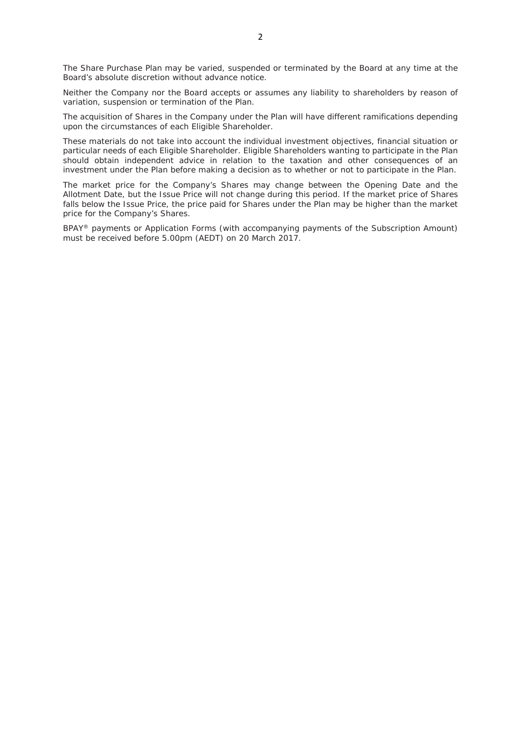The Share Purchase Plan may be varied, suspended or terminated by the Board at any time at the Board's absolute discretion without advance notice.

Neither the Company nor the Board accepts or assumes any liability to shareholders by reason of variation, suspension or termination of the Plan.

The acquisition of Shares in the Company under the Plan will have different ramifications depending upon the circumstances of each Eligible Shareholder.

These materials do not take into account the individual investment objectives, financial situation or particular needs of each Eligible Shareholder. Eligible Shareholders wanting to participate in the Plan should obtain independent advice in relation to the taxation and other consequences of an investment under the Plan before making a decision as to whether or not to participate in the Plan.

The market price for the Company's Shares may change between the Opening Date and the Allotment Date, but the Issue Price will not change during this period. If the market price of Shares falls below the Issue Price, the price paid for Shares under the Plan may be higher than the market price for the Company's Shares.

BPAY® payments or Application Forms (with accompanying payments of the Subscription Amount) must be received before 5.00pm (AEDT) on 20 March 2017.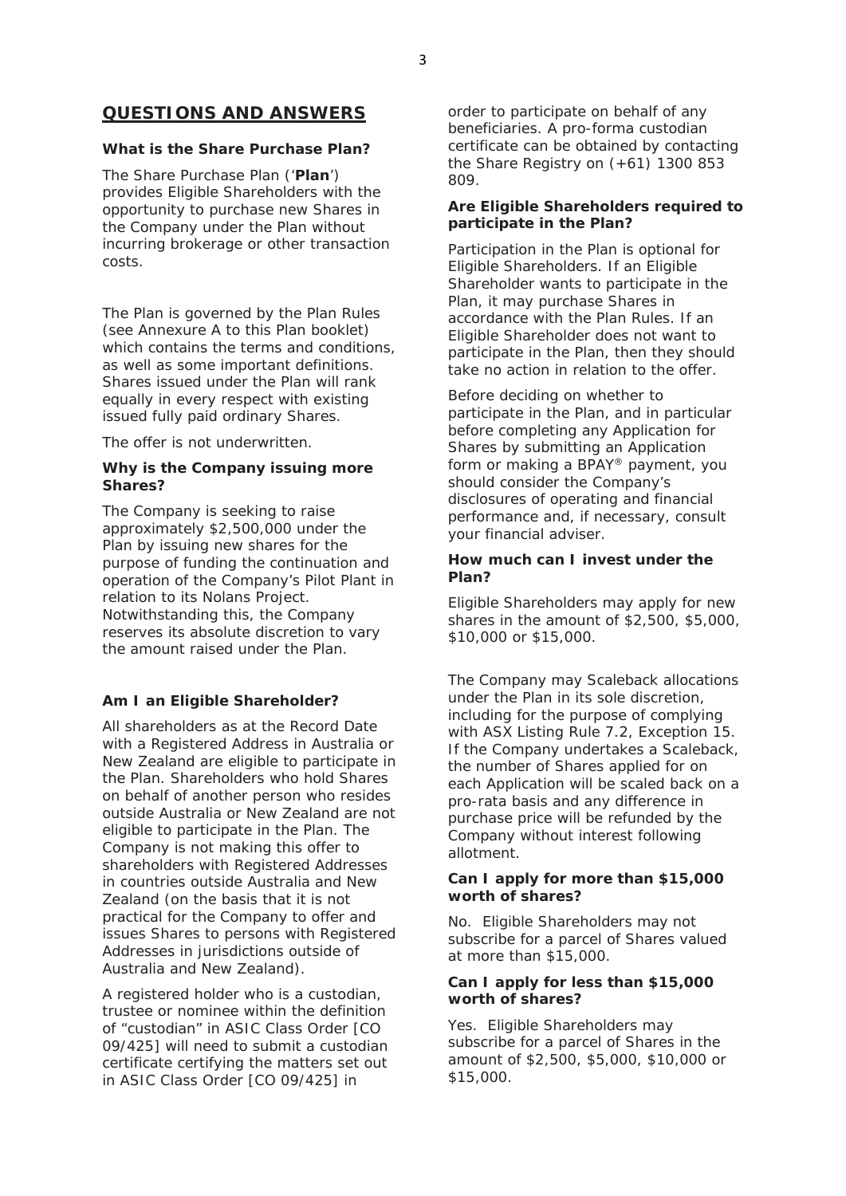## QUESTIONS AND ANSWERS

**What is the Share Purchase Plan?**

The Share Purchase Plan ('**Plan**') provides Eligible Shareholders with the opportunity to purchase new Shares in the Company under the Plan without incurring brokerage or other transaction costs.

The Plan is governed by the Plan Rules (see Annexure A to this Plan booklet) which contains the terms and conditions, as well as some important definitions. Shares issued under the Plan will rank equally in every respect with existing issued fully paid ordinary Shares.

The offer is not underwritten.

**Why is the Company issuing more Shares?**

The Company is seeking to raise approximately $2,500,000 under the Plan by issuing new shares for the purpose of funding the continuation and operation of the Company's Pilot Plant in relation to its Nolans Project. Notwithstanding this, the Company reserves its absolute discretion to vary the amount raised under the Plan.

**Am I an Eligible Shareholder?**

All shareholders as at the Record Date with a Registered Address in Australia or New Zealand are eligible to participate in the Plan. Shareholders who hold Shares on behalf of another person who resides outside Australia or New Zealand are not eligible to participate in the Plan. The Company is not making this offer to shareholders with Registered Addresses in countries outside Australia and New Zealand (on the basis that it is not practical for the Company to offer and issues Shares to persons with Registered Addresses in jurisdictions outside of Australia and New Zealand).

A registered holder who is a custodian, trustee or nominee within the definition of "custodian" in ASIC Class Order [CO 09/425] will need to submit a custodian certificate certifying the matters set out in ASIC Class Order [CO 09/425] in order to participate on behalf of any beneficiaries. A pro-forma custodian certificate can be obtained by contacting the Share Registry on (+61) 1300 853 809.

**Are Eligible Shareholders required to participate in the Plan?**

Participation in the Plan is optional for Eligible Shareholders. If an Eligible Shareholder wants to participate in the Plan, it may purchase Shares in accordance with the Plan Rules. If an Eligible Shareholder does not want to participate in the Plan, then they should take no action in relation to the offer.

Before deciding on whether to participate in the Plan, and in particular before completing any Application for Shares by submitting an Application form or making a BPAY® payment, you should consider the Company's disclosures of operating and financial performance and, if necessary, consult your financial adviser.

**How much can I invest under the Plan?**

Eligible Shareholders may apply for new shares in the amount of $2,500, $5,000, $10,000 or $15,000.

The Company may Scaleback allocations under the Plan in its sole discretion, including for the purpose of complying with ASX Listing Rule 7.2, Exception 15. If the Company undertakes a Scaleback, the number of Shares applied for on each Application will be scaled back on a pro-rata basis and any difference in purchase price will be refunded by the Company without interest following allotment.

**Can I apply for more than $15,000 worth of shares?**

No. Eligible Shareholders may not subscribe for a parcel of Shares valued at more than $15,000.

**Can I apply for less than $15,000 worth of shares?**

Yes. Eligible Shareholders may subscribe for a parcel of Shares in the amount of $2,500, $5,000, $10,000 or $15,000.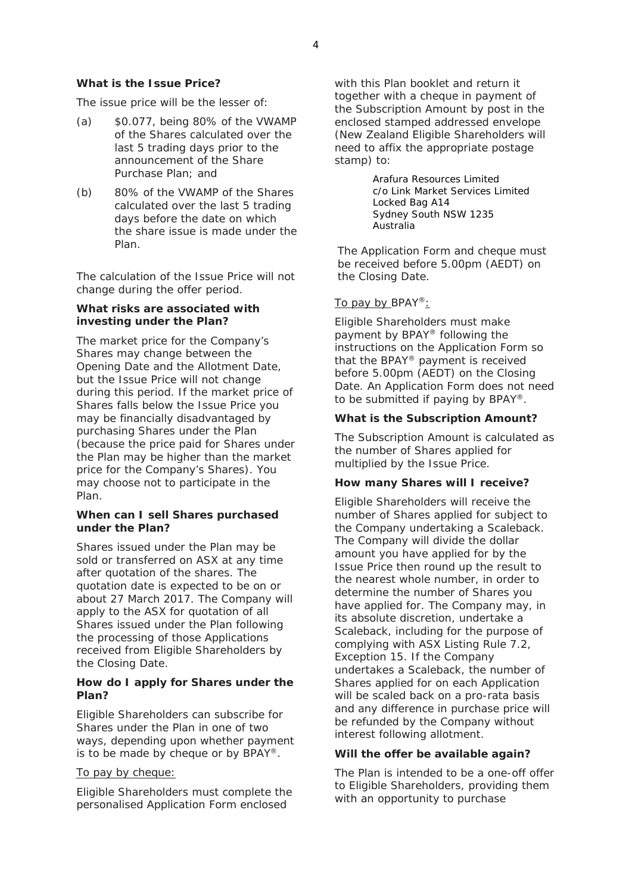**What is the Issue Price?**

The issue price will be the lesser of:

(a) $0.077, being 80% of the VWAMP of the Shares calculated over the last 5 trading days prior to the announcement of the Share Purchase Plan; and

(b) 80% of the VWAMP of the Shares calculated over the last 5 trading days before the date on which the share issue is made under the Plan.

The calculation of the Issue Price will not change during the offer period.

**What risks are associated with investing under the Plan?**

The market price for the Company's Shares may change between the Opening Date and the Allotment Date, but the Issue Price will not change during this period. If the market price of Shares falls below the Issue Price you may be financially disadvantaged by purchasing Shares under the Plan (because the price paid for Shares under the Plan may be higher than the market price for the Company's Shares). You may choose not to participate in the Plan.

**When can I sell Shares purchased under the Plan?**

Shares issued under the Plan may be sold or transferred on ASX at any time after quotation of the shares. The quotation date is expected to be on or about 27 March 2017. The Company will apply to the ASX for quotation of all Shares issued under the Plan following the processing of those Applications received from Eligible Shareholders by the Closing Date.

**How do I apply for Shares under the Plan?**

Eligible Shareholders can subscribe for Shares under the Plan in one of two ways, depending upon whether payment is to be made by cheque or by BPAY®.

To pay by cheque:

Eligible Shareholders must complete the personalised Application Form enclosed with this Plan booklet and return it together with a cheque in payment of the Subscription Amount by post in the enclosed stamped addressed envelope (New Zealand Eligible Shareholders will need to affix the appropriate postage stamp) to:

> Arafura Resources Limited
> c/o Link Market Services Limited
> Locked Bag A14
> Sydney South NSW 1235
> Australia

The Application Form and cheque must be received before 5.00pm (AEDT) on the Closing Date.

To pay by BPAY®:

Eligible Shareholders must make payment by BPAY® following the instructions on the Application Form so that the BPAY® payment is received before 5.00pm (AEDT) on the Closing Date. An Application Form does not need to be submitted if paying by BPAY®.

**What is the Subscription Amount?**

The Subscription Amount is calculated as the number of Shares applied for multiplied by the Issue Price.

**How many Shares will I receive?**

Eligible Shareholders will receive the number of Shares applied for subject to the Company undertaking a Scaleback. The Company will divide the dollar amount you have applied for by the Issue Price then round up the result to the nearest whole number, in order to determine the number of Shares you have applied for. The Company may, in its absolute discretion, undertake a Scaleback, including for the purpose of complying with ASX Listing Rule 7.2, Exception 15. If the Company undertakes a Scaleback, the number of Shares applied for on each Application will be scaled back on a pro-rata basis and any difference in purchase price will be refunded by the Company without interest following allotment.

**Will the offer be available again?**

The Plan is intended to be a one-off offer to Eligible Shareholders, providing them with an opportunity to purchase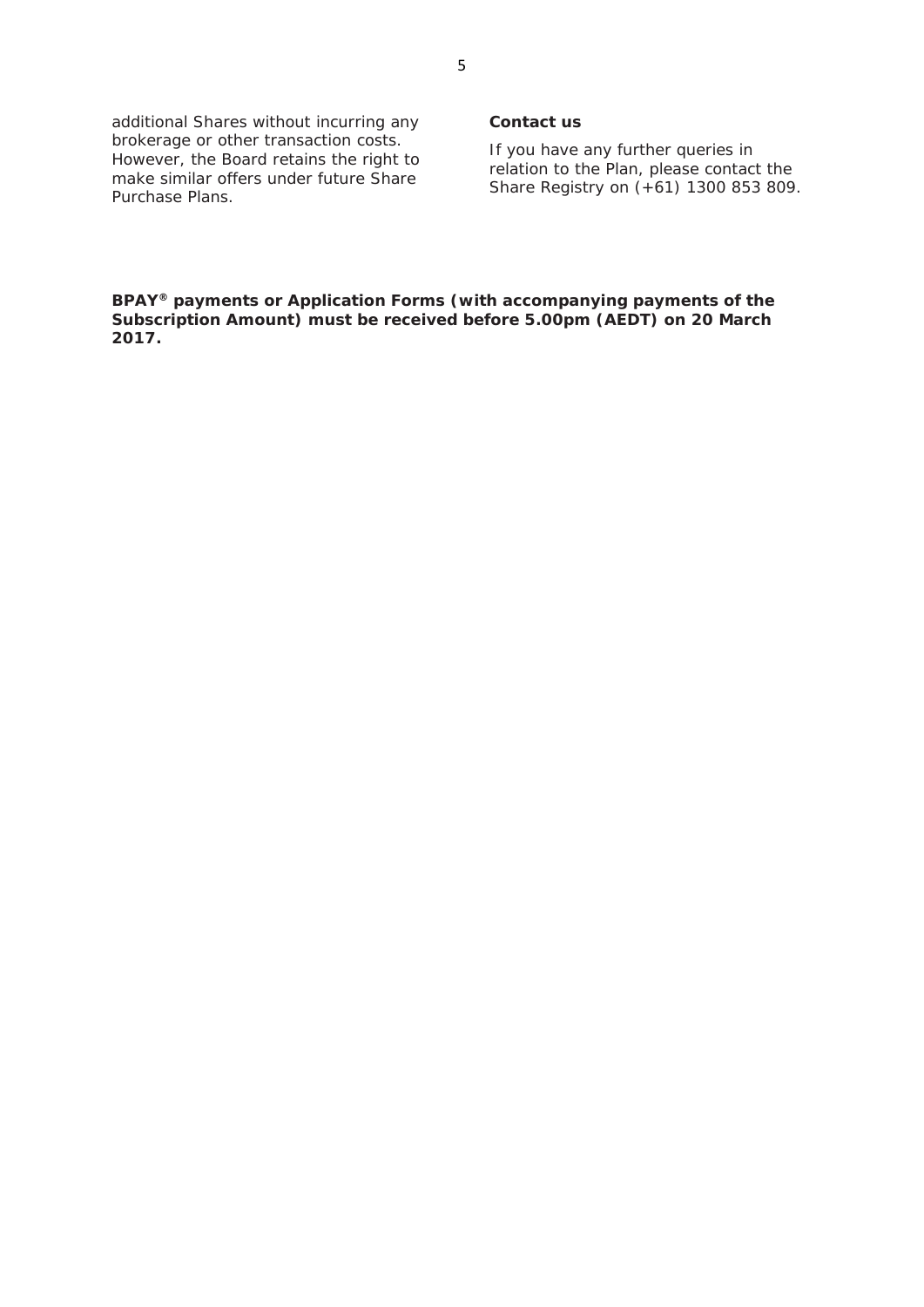additional Shares without incurring any brokerage or other transaction costs. However, the Board retains the right to make similar offers under future Share Purchase Plans.

**Contact us**

If you have any further queries in relation to the Plan, please contact the Share Registry on (+61) 1300 853 809.

**BPAY® payments or Application Forms (with accompanying payments of the Subscription Amount) must be received before 5.00pm (AEDT) on 20 March 2017.**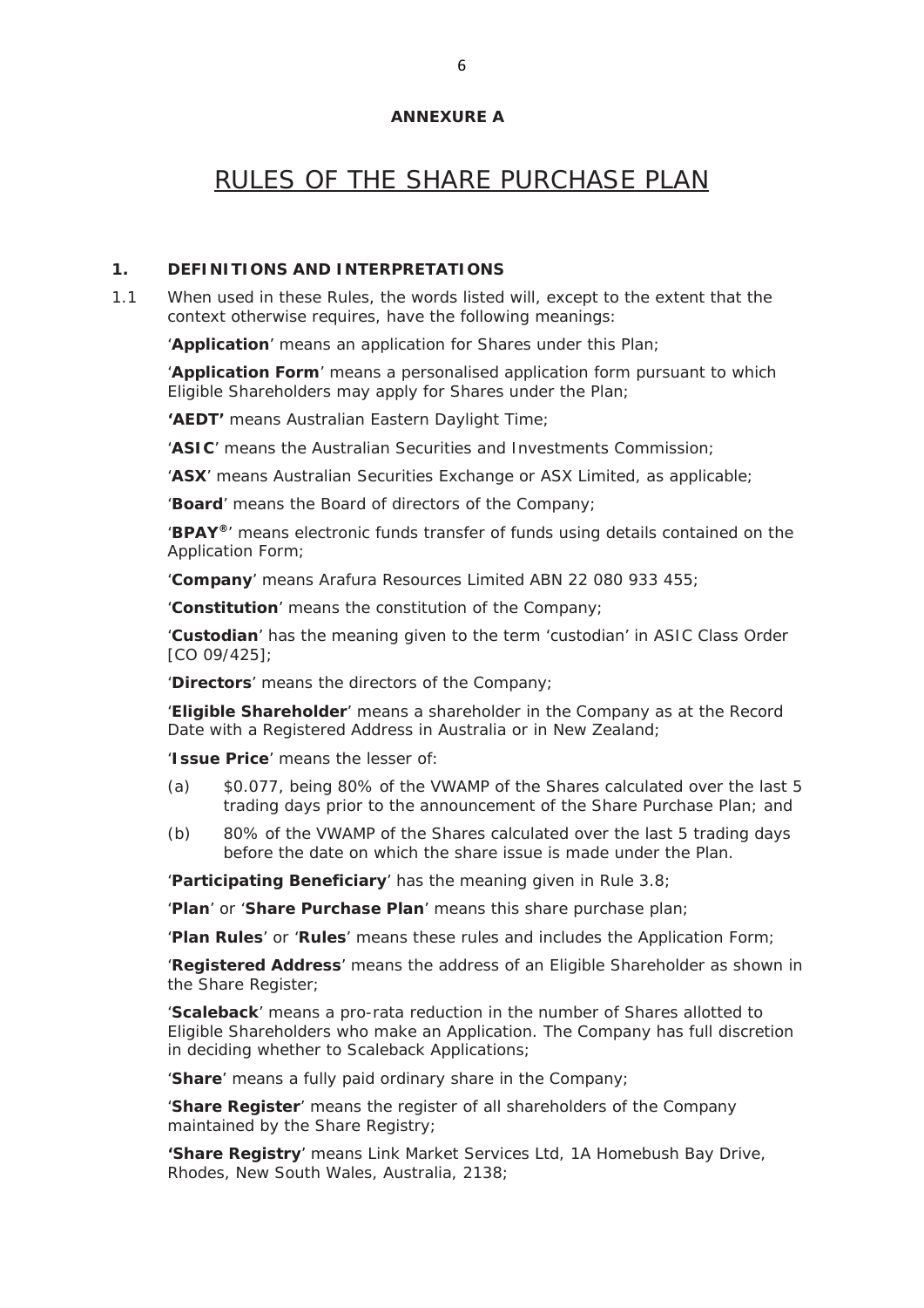**ANNEXURE A**

# RULES OF THE SHARE PURCHASE PLAN

## 1. DEFINITIONS AND INTERPRETATIONS

1.1 When used in these Rules, the words listed will, except to the extent that the context otherwise requires, have the following meanings:

'**Application**' means an application for Shares under this Plan;

'**Application Form**' means a personalised application form pursuant to which Eligible Shareholders may apply for Shares under the Plan;

**'AEDT'** means Australian Eastern Daylight Time;

'**ASIC**' means the Australian Securities and Investments Commission;

'**ASX**' means Australian Securities Exchange or ASX Limited, as applicable;

'**Board**' means the Board of directors of the Company;

'**BPAY®**' means electronic funds transfer of funds using details contained on the Application Form;

'**Company**' means Arafura Resources Limited ABN 22 080 933 455;

'**Constitution**' means the constitution of the Company;

'**Custodian**' has the meaning given to the term 'custodian' in ASIC Class Order [CO 09/425];

'**Directors**' means the directors of the Company;

'**Eligible Shareholder**' means a shareholder in the Company as at the Record Date with a Registered Address in Australia or in New Zealand;

'**Issue Price**' means the lesser of:

(a) $0.077, being 80% of the VWAMP of the Shares calculated over the last 5 trading days prior to the announcement of the Share Purchase Plan; and

(b) 80% of the VWAMP of the Shares calculated over the last 5 trading days before the date on which the share issue is made under the Plan.

'**Participating Beneficiary**' has the meaning given in Rule 3.8;

'**Plan**' or '**Share Purchase Plan**' means this share purchase plan;

'**Plan Rules**' or '**Rules**' means these rules and includes the Application Form;

'**Registered Address**' means the address of an Eligible Shareholder as shown in the Share Register;

'**Scaleback**' means a pro-rata reduction in the number of Shares allotted to Eligible Shareholders who make an Application. The Company has full discretion in deciding whether to Scaleback Applications;

'**Share**' means a fully paid ordinary share in the Company;

'**Share Register**' means the register of all shareholders of the Company maintained by the Share Registry;

**'Share Registry**' means Link Market Services Ltd, 1A Homebush Bay Drive, Rhodes, New South Wales, Australia, 2138;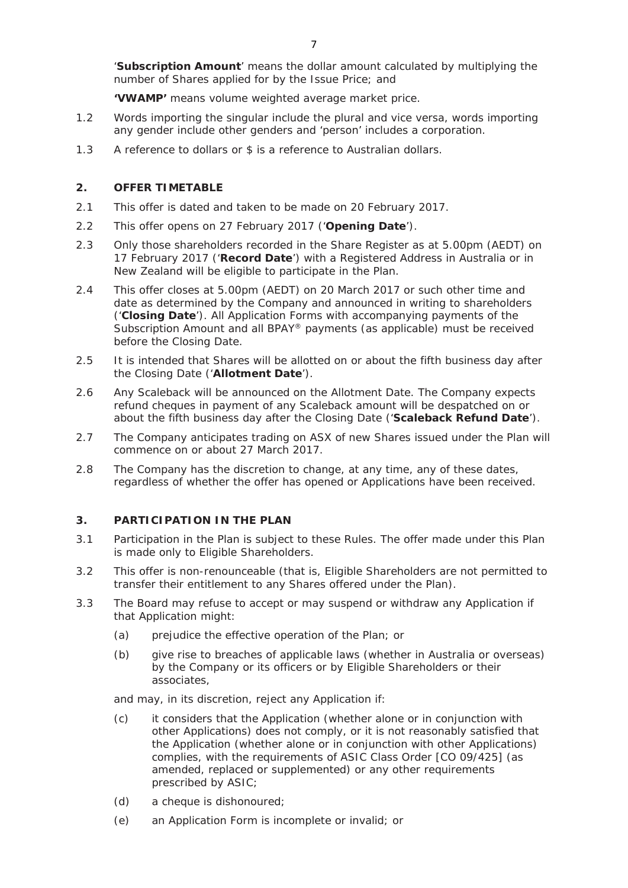'**Subscription Amount**' means the dollar amount calculated by multiplying the number of Shares applied for by the Issue Price; and

**'VWAMP'** means volume weighted average market price.

1.2 Words importing the singular include the plural and vice versa, words importing any gender include other genders and 'person' includes a corporation.

1.3 A reference to dollars or $ is a reference to Australian dollars.

## 2. OFFER TIMETABLE

2.1 This offer is dated and taken to be made on 20 February 2017.

2.2 This offer opens on 27 February 2017 ('**Opening Date**').

2.3 Only those shareholders recorded in the Share Register as at 5.00pm (AEDT) on 17 February 2017 ('**Record Date**') with a Registered Address in Australia or in New Zealand will be eligible to participate in the Plan.

2.4 This offer closes at 5.00pm (AEDT) on 20 March 2017 or such other time and date as determined by the Company and announced in writing to shareholders ('**Closing Date**'). All Application Forms with accompanying payments of the Subscription Amount and all BPAY® payments (as applicable) must be received before the Closing Date.

2.5 It is intended that Shares will be allotted on or about the fifth business day after the Closing Date ('**Allotment Date**').

2.6 Any Scaleback will be announced on the Allotment Date. The Company expects refund cheques in payment of any Scaleback amount will be despatched on or about the fifth business day after the Closing Date ('**Scaleback Refund Date**').

2.7 The Company anticipates trading on ASX of new Shares issued under the Plan will commence on or about 27 March 2017.

2.8 The Company has the discretion to change, at any time, any of these dates, regardless of whether the offer has opened or Applications have been received.

## 3. PARTICIPATION IN THE PLAN

3.1 Participation in the Plan is subject to these Rules. The offer made under this Plan is made only to Eligible Shareholders.

3.2 This offer is non-renounceable (that is, Eligible Shareholders are not permitted to transfer their entitlement to any Shares offered under the Plan).

3.3 The Board may refuse to accept or may suspend or withdraw any Application if that Application might:

(a) prejudice the effective operation of the Plan; or

(b) give rise to breaches of applicable laws (whether in Australia or overseas) by the Company or its officers or by Eligible Shareholders or their associates,

and may, in its discretion, reject any Application if:

(c) it considers that the Application (whether alone or in conjunction with other Applications) does not comply, or it is not reasonably satisfied that the Application (whether alone or in conjunction with other Applications) complies, with the requirements of ASIC Class Order [CO 09/425] (as amended, replaced or supplemented) or any other requirements prescribed by ASIC;

(d) a cheque is dishonoured;

(e) an Application Form is incomplete or invalid; or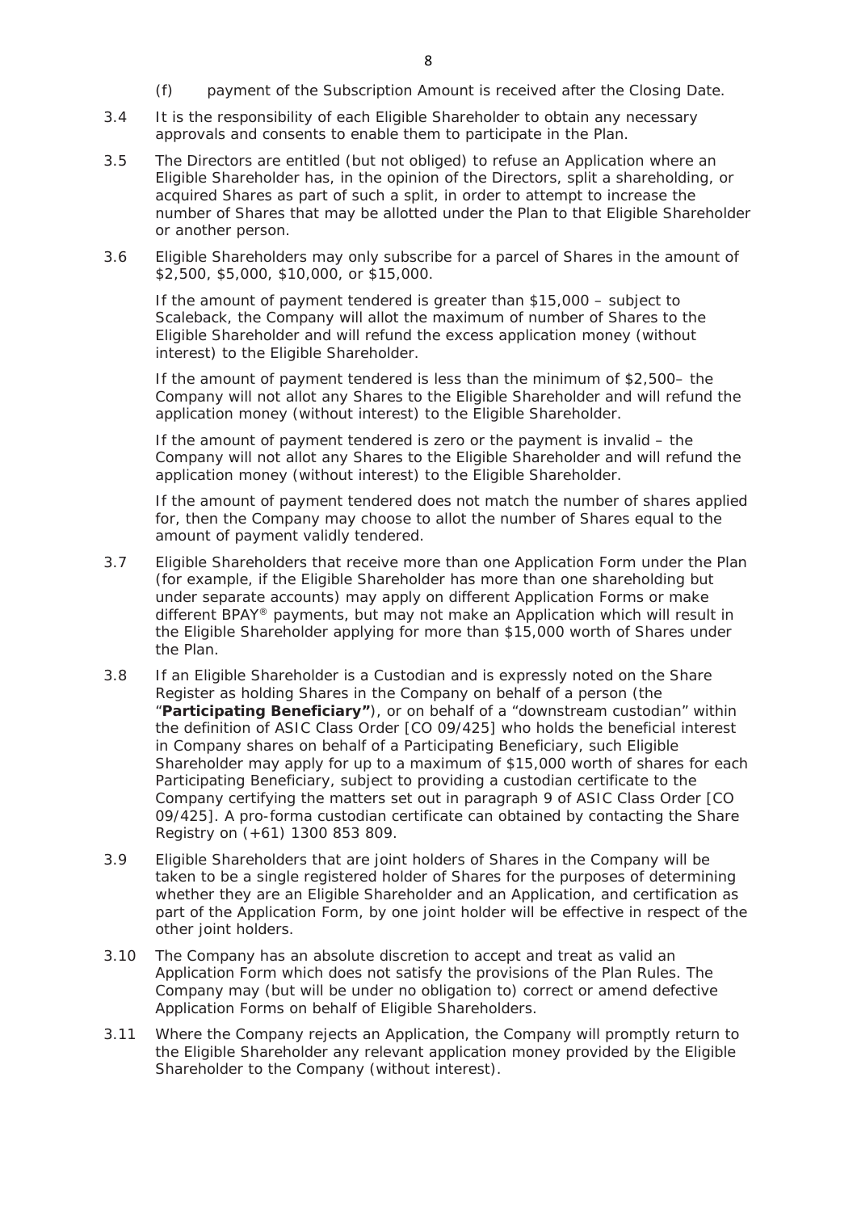(f) payment of the Subscription Amount is received after the Closing Date.

3.4 It is the responsibility of each Eligible Shareholder to obtain any necessary approvals and consents to enable them to participate in the Plan.

3.5 The Directors are entitled (but not obliged) to refuse an Application where an Eligible Shareholder has, in the opinion of the Directors, split a shareholding, or acquired Shares as part of such a split, in order to attempt to increase the number of Shares that may be allotted under the Plan to that Eligible Shareholder or another person.

3.6 Eligible Shareholders may only subscribe for a parcel of Shares in the amount of $2,500, $5,000, $10,000, or $15,000.

If the amount of payment tendered is greater than $15,000 – subject to Scaleback, the Company will allot the maximum of number of Shares to the Eligible Shareholder and will refund the excess application money (without interest) to the Eligible Shareholder.

If the amount of payment tendered is less than the minimum of $2,500– the Company will not allot any Shares to the Eligible Shareholder and will refund the application money (without interest) to the Eligible Shareholder.

If the amount of payment tendered is zero or the payment is invalid – the Company will not allot any Shares to the Eligible Shareholder and will refund the application money (without interest) to the Eligible Shareholder.

If the amount of payment tendered does not match the number of shares applied for, then the Company may choose to allot the number of Shares equal to the amount of payment validly tendered.

3.7 Eligible Shareholders that receive more than one Application Form under the Plan (for example, if the Eligible Shareholder has more than one shareholding but under separate accounts) may apply on different Application Forms or make different BPAY® payments, but may not make an Application which will result in the Eligible Shareholder applying for more than $15,000 worth of Shares under the Plan.

3.8 If an Eligible Shareholder is a Custodian and is expressly noted on the Share Register as holding Shares in the Company on behalf of a person (the "**Participating Beneficiary"**), or on behalf of a "downstream custodian" within the definition of ASIC Class Order [CO 09/425] who holds the beneficial interest in Company shares on behalf of a Participating Beneficiary, such Eligible Shareholder may apply for up to a maximum of $15,000 worth of shares for each Participating Beneficiary, subject to providing a custodian certificate to the Company certifying the matters set out in paragraph 9 of ASIC Class Order [CO 09/425]. A pro-forma custodian certificate can obtained by contacting the Share Registry on (+61) 1300 853 809.

3.9 Eligible Shareholders that are joint holders of Shares in the Company will be taken to be a single registered holder of Shares for the purposes of determining whether they are an Eligible Shareholder and an Application, and certification as part of the Application Form, by one joint holder will be effective in respect of the other joint holders.

3.10 The Company has an absolute discretion to accept and treat as valid an Application Form which does not satisfy the provisions of the Plan Rules. The Company may (but will be under no obligation to) correct or amend defective Application Forms on behalf of Eligible Shareholders.

3.11 Where the Company rejects an Application, the Company will promptly return to the Eligible Shareholder any relevant application money provided by the Eligible Shareholder to the Company (without interest).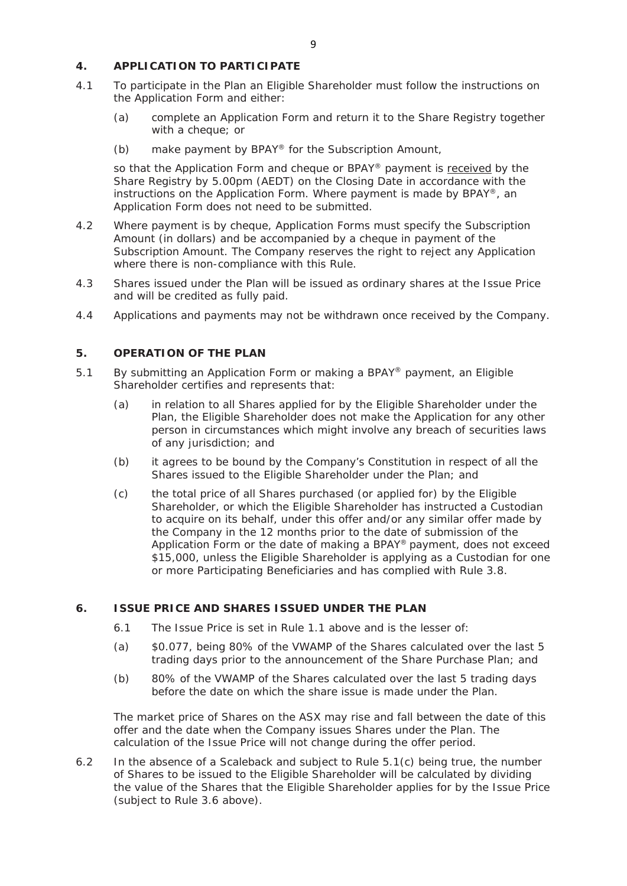## 4. APPLICATION TO PARTICIPATE

4.1 To participate in the Plan an Eligible Shareholder must follow the instructions on the Application Form and either:

(a) complete an Application Form and return it to the Share Registry together with a cheque; or

(b) make payment by BPAY® for the Subscription Amount,

so that the Application Form and cheque or BPAY® payment is <u>received</u> by the Share Registry by 5.00pm (AEDT) on the Closing Date in accordance with the instructions on the Application Form. Where payment is made by BPAY®, an Application Form does not need to be submitted.

4.2 Where payment is by cheque, Application Forms must specify the Subscription Amount (in dollars) and be accompanied by a cheque in payment of the Subscription Amount. The Company reserves the right to reject any Application where there is non-compliance with this Rule.

4.3 Shares issued under the Plan will be issued as ordinary shares at the Issue Price and will be credited as fully paid.

4.4 Applications and payments may not be withdrawn once received by the Company.

## 5. OPERATION OF THE PLAN

5.1 By submitting an Application Form or making a BPAY® payment, an Eligible Shareholder certifies and represents that:

(a) in relation to all Shares applied for by the Eligible Shareholder under the Plan, the Eligible Shareholder does not make the Application for any other person in circumstances which might involve any breach of securities laws of any jurisdiction; and

(b) it agrees to be bound by the Company's Constitution in respect of all the Shares issued to the Eligible Shareholder under the Plan; and

(c) the total price of all Shares purchased (or applied for) by the Eligible Shareholder, or which the Eligible Shareholder has instructed a Custodian to acquire on its behalf, under this offer and/or any similar offer made by the Company in the 12 months prior to the date of submission of the Application Form or the date of making a BPAY® payment, does not exceed \$15,000, unless the Eligible Shareholder is applying as a Custodian for one or more Participating Beneficiaries and has complied with Rule 3.8.

## 6. ISSUE PRICE AND SHARES ISSUED UNDER THE PLAN

6.1 The Issue Price is set in Rule 1.1 above and is the lesser of:

(a) \$0.077, being 80% of the VWAMP of the Shares calculated over the last 5 trading days prior to the announcement of the Share Purchase Plan; and

(b) 80% of the VWAMP of the Shares calculated over the last 5 trading days before the date on which the share issue is made under the Plan.

The market price of Shares on the ASX may rise and fall between the date of this offer and the date when the Company issues Shares under the Plan. The calculation of the Issue Price will not change during the offer period.

6.2 In the absence of a Scaleback and subject to Rule 5.1(c) being true, the number of Shares to be issued to the Eligible Shareholder will be calculated by dividing the value of the Shares that the Eligible Shareholder applies for by the Issue Price (subject to Rule 3.6 above).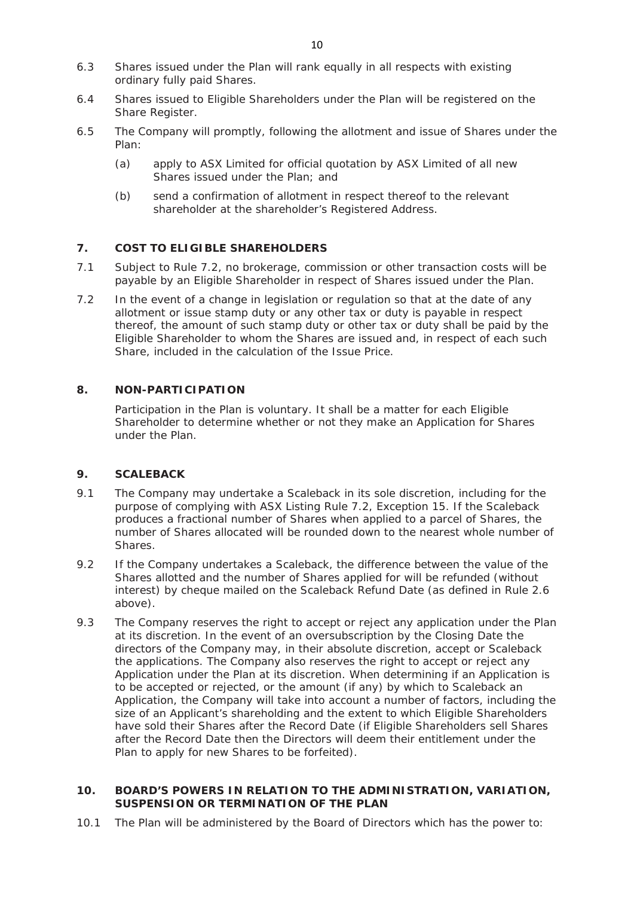6.3 Shares issued under the Plan will rank equally in all respects with existing ordinary fully paid Shares.

6.4 Shares issued to Eligible Shareholders under the Plan will be registered on the Share Register.

6.5 The Company will promptly, following the allotment and issue of Shares under the Plan:

(a) apply to ASX Limited for official quotation by ASX Limited of all new Shares issued under the Plan; and

(b) send a confirmation of allotment in respect thereof to the relevant shareholder at the shareholder's Registered Address.

## 7. COST TO ELIGIBLE SHAREHOLDERS

7.1 Subject to Rule 7.2, no brokerage, commission or other transaction costs will be payable by an Eligible Shareholder in respect of Shares issued under the Plan.

7.2 In the event of a change in legislation or regulation so that at the date of any allotment or issue stamp duty or any other tax or duty is payable in respect thereof, the amount of such stamp duty or other tax or duty shall be paid by the Eligible Shareholder to whom the Shares are issued and, in respect of each such Share, included in the calculation of the Issue Price.

## 8. NON-PARTICIPATION

Participation in the Plan is voluntary. It shall be a matter for each Eligible Shareholder to determine whether or not they make an Application for Shares under the Plan.

## 9. SCALEBACK

9.1 The Company may undertake a Scaleback in its sole discretion, including for the purpose of complying with ASX Listing Rule 7.2, Exception 15. If the Scaleback produces a fractional number of Shares when applied to a parcel of Shares, the number of Shares allocated will be rounded down to the nearest whole number of Shares.

9.2 If the Company undertakes a Scaleback, the difference between the value of the Shares allotted and the number of Shares applied for will be refunded (without interest) by cheque mailed on the Scaleback Refund Date (as defined in Rule 2.6 above).

9.3 The Company reserves the right to accept or reject any application under the Plan at its discretion. In the event of an oversubscription by the Closing Date the directors of the Company may, in their absolute discretion, accept or Scaleback the applications. The Company also reserves the right to accept or reject any Application under the Plan at its discretion. When determining if an Application is to be accepted or rejected, or the amount (if any) by which to Scaleback an Application, the Company will take into account a number of factors, including the size of an Applicant's shareholding and the extent to which Eligible Shareholders have sold their Shares after the Record Date (if Eligible Shareholders sell Shares after the Record Date then the Directors will deem their entitlement under the Plan to apply for new Shares to be forfeited).

## 10. BOARD'S POWERS IN RELATION TO THE ADMINISTRATION, VARIATION, SUSPENSION OR TERMINATION OF THE PLAN

10.1 The Plan will be administered by the Board of Directors which has the power to: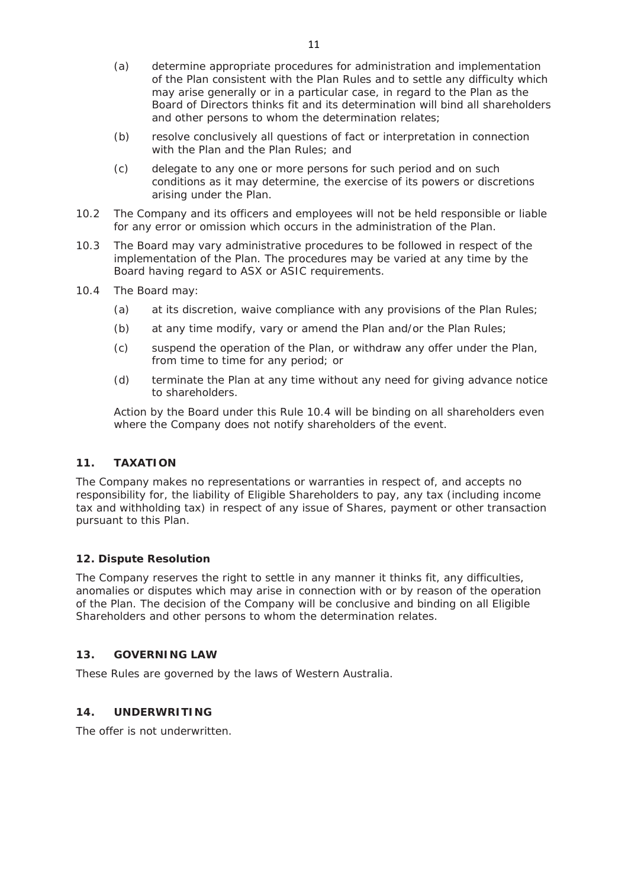(a) determine appropriate procedures for administration and implementation of the Plan consistent with the Plan Rules and to settle any difficulty which may arise generally or in a particular case, in regard to the Plan as the Board of Directors thinks fit and its determination will bind all shareholders and other persons to whom the determination relates;

(b) resolve conclusively all questions of fact or interpretation in connection with the Plan and the Plan Rules; and

(c) delegate to any one or more persons for such period and on such conditions as it may determine, the exercise of its powers or discretions arising under the Plan.

10.2 The Company and its officers and employees will not be held responsible or liable for any error or omission which occurs in the administration of the Plan.

10.3 The Board may vary administrative procedures to be followed in respect of the implementation of the Plan. The procedures may be varied at any time by the Board having regard to ASX or ASIC requirements.

10.4 The Board may:

(a) at its discretion, waive compliance with any provisions of the Plan Rules;

(b) at any time modify, vary or amend the Plan and/or the Plan Rules;

(c) suspend the operation of the Plan, or withdraw any offer under the Plan, from time to time for any period; or

(d) terminate the Plan at any time without any need for giving advance notice to shareholders.

Action by the Board under this Rule 10.4 will be binding on all shareholders even where the Company does not notify shareholders of the event.

## 11. TAXATION

The Company makes no representations or warranties in respect of, and accepts no responsibility for, the liability of Eligible Shareholders to pay, any tax (including income tax and withholding tax) in respect of any issue of Shares, payment or other transaction pursuant to this Plan.

## 12. Dispute Resolution

The Company reserves the right to settle in any manner it thinks fit, any difficulties, anomalies or disputes which may arise in connection with or by reason of the operation of the Plan. The decision of the Company will be conclusive and binding on all Eligible Shareholders and other persons to whom the determination relates.

## 13. GOVERNING LAW

These Rules are governed by the laws of Western Australia.

## 14. UNDERWRITING

The offer is not underwritten.